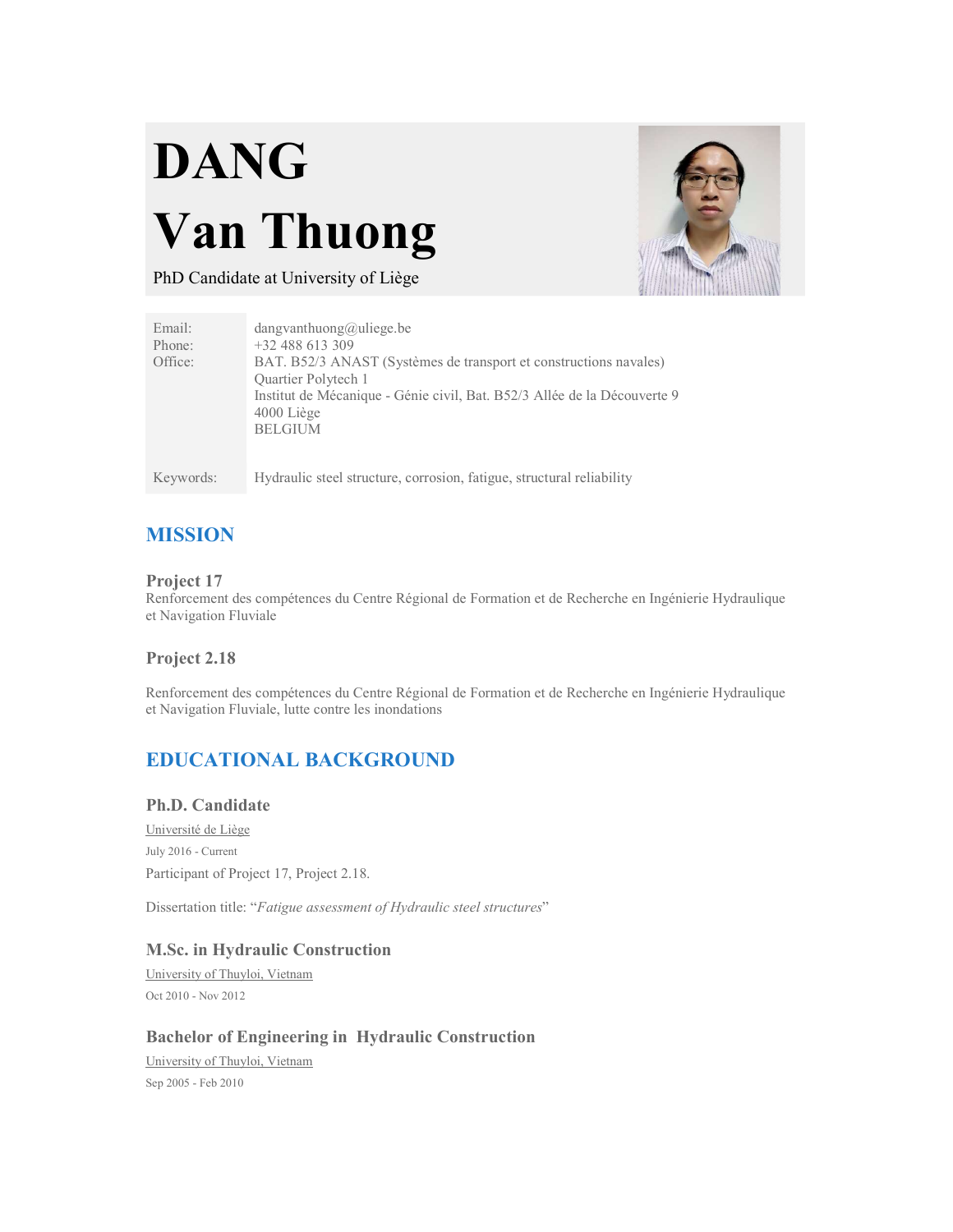# DANG

# Van Thuong

PhD Candidate at University of Liège

| | |
|---|---|
| Email: | dangvanthuong@uliege.be |
| Phone: | +32 488 613 309 |
| Office: | BAT. B52/3 ANAST (Systèmes de transport et constructions navales)<br>Quartier Polytech 1<br>Institut de Mécanique - Génie civil, Bat. B52/3 Allée de la Découverte 9<br>4000 Liège<br>BELGIUM |
| Keywords: | Hydraulic steel structure, corrosion, fatigue, structural reliability |

## MISSION

### Project 17

Renforcement des compétences du Centre Régional de Formation et de Recherche en Ingénierie Hydraulique et Navigation Fluviale

### Project 2.18

Renforcement des compétences du Centre Régional de Formation et de Recherche en Ingénierie Hydraulique et Navigation Fluviale, lutte contre les inondations

## EDUCATIONAL BACKGROUND

### Ph.D. Candidate

Université de Liège

July 2016 - Current

Participant of Project 17, Project 2.18.

Dissertation title: "*Fatigue assessment of Hydraulic steel structures*"

### M.Sc. in Hydraulic Construction

University of Thuyloi, Vietnam

Oct 2010 - Nov 2012

### Bachelor of Engineering in Hydraulic Construction

University of Thuyloi, Vietnam

Sep 2005 - Feb 2010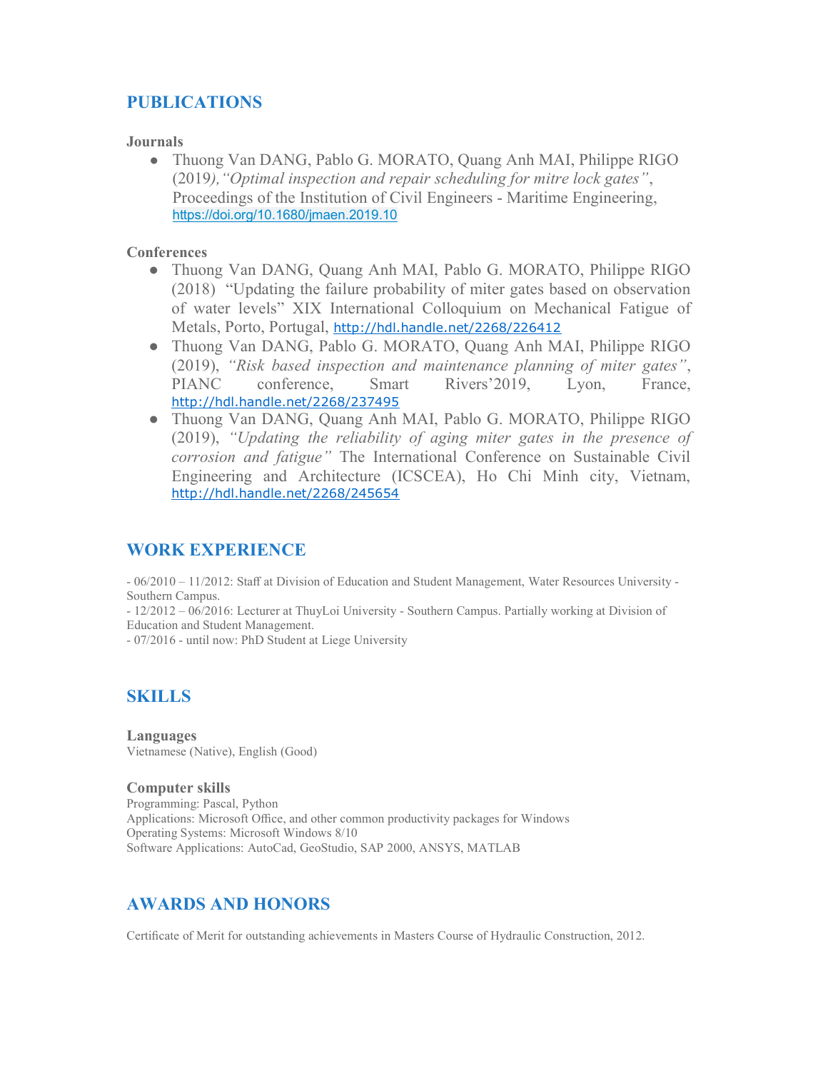## PUBLICATIONS

### Journals

- Thuong Van DANG, Pablo G. MORATO, Quang Anh MAI, Philippe RIGO (2019), *"Optimal inspection and repair scheduling for mitre lock gates"*, Proceedings of the Institution of Civil Engineers - Maritime Engineering, https://doi.org/10.1680/jmaen.2019.10

### Conferences

- Thuong Van DANG, Quang Anh MAI, Pablo G. MORATO, Philippe RIGO (2018) "Updating the failure probability of miter gates based on observation of water levels" XIX International Colloquium on Mechanical Fatigue of Metals, Porto, Portugal, http://hdl.handle.net/2268/226412
- Thuong Van DANG, Pablo G. MORATO, Quang Anh MAI, Philippe RIGO (2019), *"Risk based inspection and maintenance planning of miter gates"*, PIANC conference, Smart Rivers'2019, Lyon, France, http://hdl.handle.net/2268/237495
- Thuong Van DANG, Quang Anh MAI, Pablo G. MORATO, Philippe RIGO (2019), *"Updating the reliability of aging miter gates in the presence of corrosion and fatigue"* The International Conference on Sustainable Civil Engineering and Architecture (ICSCEA), Ho Chi Minh city, Vietnam, http://hdl.handle.net/2268/245654

## WORK EXPERIENCE

- 06/2010 – 11/2012: Staff at Division of Education and Student Management, Water Resources University - Southern Campus.
- 12/2012 – 06/2016: Lecturer at ThuyLoi University - Southern Campus. Partially working at Division of Education and Student Management.
- 07/2016 - until now: PhD Student at Liege University

## SKILLS

### Languages

Vietnamese (Native), English (Good)

### Computer skills

Programming: Pascal, Python
Applications: Microsoft Office, and other common productivity packages for Windows
Operating Systems: Microsoft Windows 8/10
Software Applications: AutoCad, GeoStudio, SAP 2000, ANSYS, MATLAB

## AWARDS AND HONORS

Certificate of Merit for outstanding achievements in Masters Course of Hydraulic Construction, 2012.